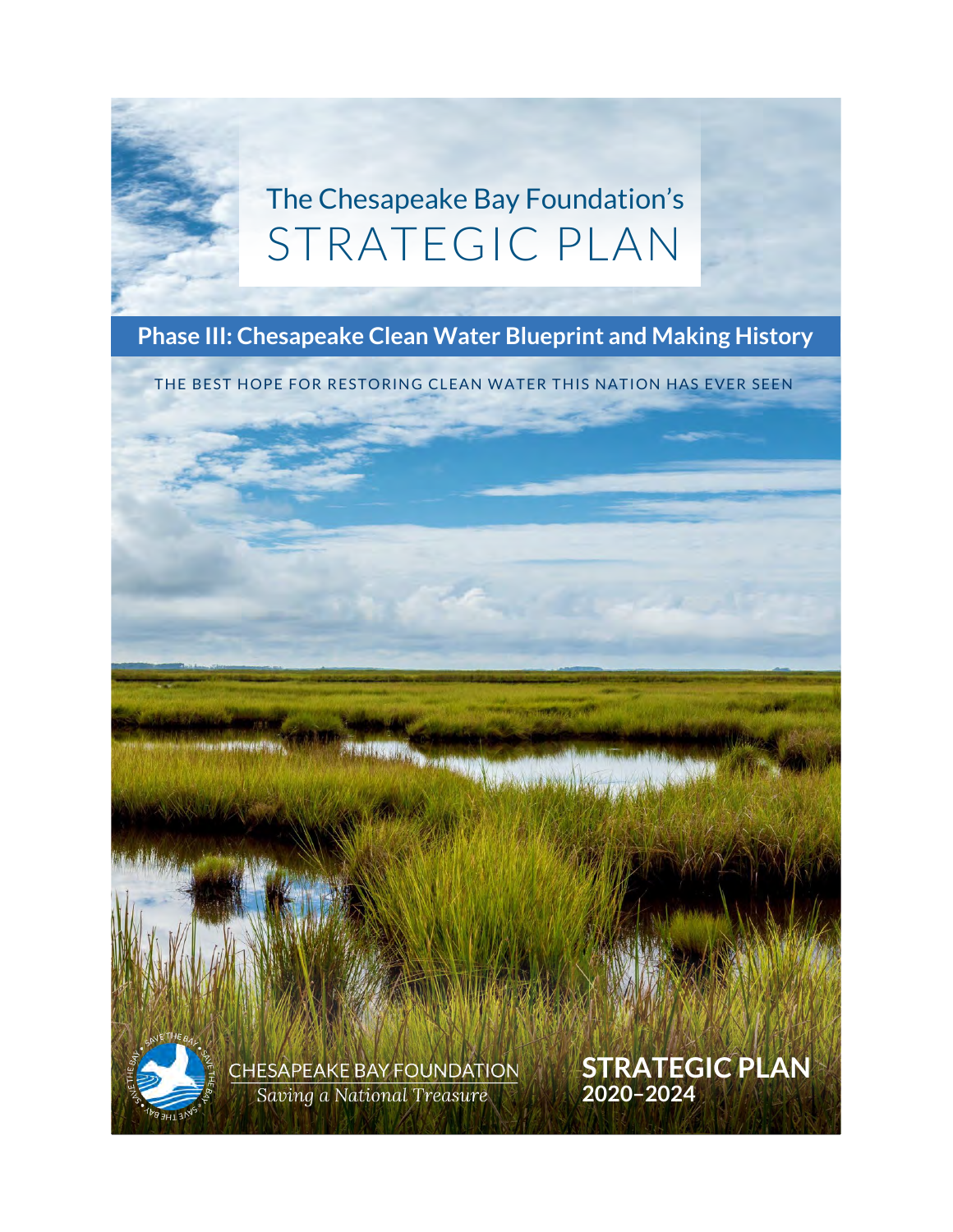# The Chesapeake Bay Foundation's STRATEGIC PLAN

## Phase III: Chesapeake Clean Water Blueprint and Making History

THE BEST HOPE FOR RESTORING CLEAN WATER THIS NATION HAS EVER SEEN

CHESAPEAKE BAY FOUNDATION

*Saving a National Treasure*

**STRATEGIC PLAN**
**2020–2024**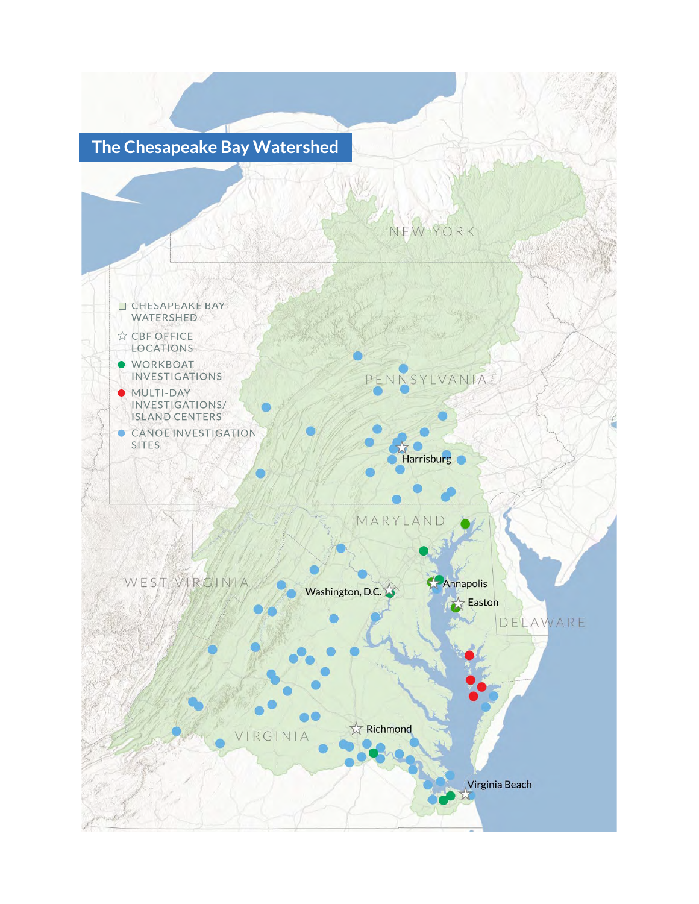# The Chesapeake Bay Watershed

- CHESAPEAKE BAY WATERSHED
- CBF OFFICE LOCATIONS
- WORKBOAT INVESTIGATIONS
- MULTI-DAY INVESTIGATIONS/ ISLAND CENTERS
- CANOE INVESTIGATION SITES

NEW YORK

PENNSYLVANIA

Harrisburg

MARYLAND

WEST VIRGINIA

Washington, D.C.

Annapolis

Easton

DELAWARE

VIRGINIA

Richmond

Virginia Beach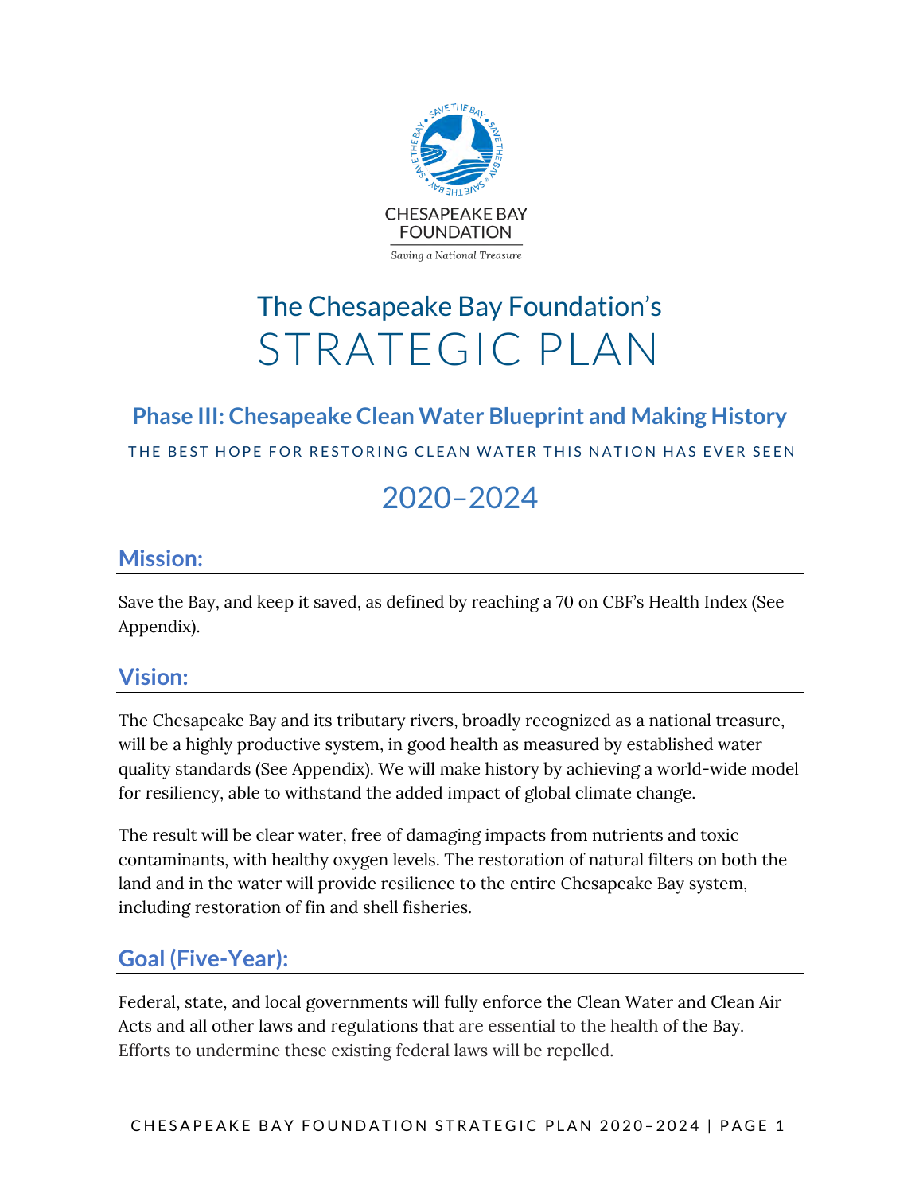CHESAPEAKE BAY FOUNDATION

*Saving a National Treasure*

# The Chesapeake Bay Foundation's STRATEGIC PLAN

## Phase III: Chesapeake Clean Water Blueprint and Making History

THE BEST HOPE FOR RESTORING CLEAN WATER THIS NATION HAS EVER SEEN

## 2020–2024

## Mission:

Save the Bay, and keep it saved, as defined by reaching a 70 on CBF's Health Index (See Appendix).

## Vision:

The Chesapeake Bay and its tributary rivers, broadly recognized as a national treasure, will be a highly productive system, in good health as measured by established water quality standards (See Appendix). We will make history by achieving a world-wide model for resiliency, able to withstand the added impact of global climate change.

The result will be clear water, free of damaging impacts from nutrients and toxic contaminants, with healthy oxygen levels. The restoration of natural filters on both the land and in the water will provide resilience to the entire Chesapeake Bay system, including restoration of fin and shell fisheries.

## Goal (Five-Year):

Federal, state, and local governments will fully enforce the Clean Water and Clean Air Acts and all other laws and regulations that are essential to the health of the Bay. Efforts to undermine these existing federal laws will be repelled.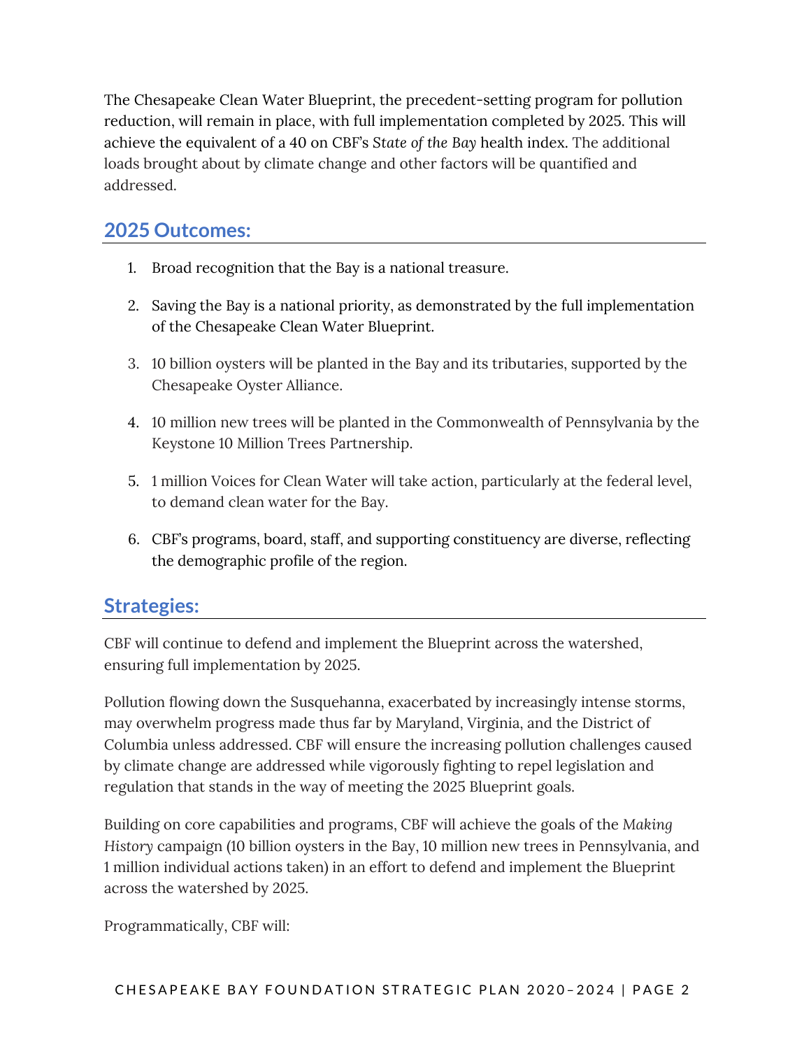The Chesapeake Clean Water Blueprint, the precedent-setting program for pollution reduction, will remain in place, with full implementation completed by 2025. This will achieve the equivalent of a 40 on CBF's *State of the Bay* health index. The additional loads brought about by climate change and other factors will be quantified and addressed.

## 2025 Outcomes:

1. Broad recognition that the Bay is a national treasure.
2. Saving the Bay is a national priority, as demonstrated by the full implementation of the Chesapeake Clean Water Blueprint.
3. 10 billion oysters will be planted in the Bay and its tributaries, supported by the Chesapeake Oyster Alliance.
4. 10 million new trees will be planted in the Commonwealth of Pennsylvania by the Keystone 10 Million Trees Partnership.
5. 1 million Voices for Clean Water will take action, particularly at the federal level, to demand clean water for the Bay.
6. CBF's programs, board, staff, and supporting constituency are diverse, reflecting the demographic profile of the region.

## Strategies:

CBF will continue to defend and implement the Blueprint across the watershed, ensuring full implementation by 2025.

Pollution flowing down the Susquehanna, exacerbated by increasingly intense storms, may overwhelm progress made thus far by Maryland, Virginia, and the District of Columbia unless addressed. CBF will ensure the increasing pollution challenges caused by climate change are addressed while vigorously fighting to repel legislation and regulation that stands in the way of meeting the 2025 Blueprint goals.

Building on core capabilities and programs, CBF will achieve the goals of the *Making History* campaign (10 billion oysters in the Bay, 10 million new trees in Pennsylvania, and 1 million individual actions taken) in an effort to defend and implement the Blueprint across the watershed by 2025.

Programmatically, CBF will: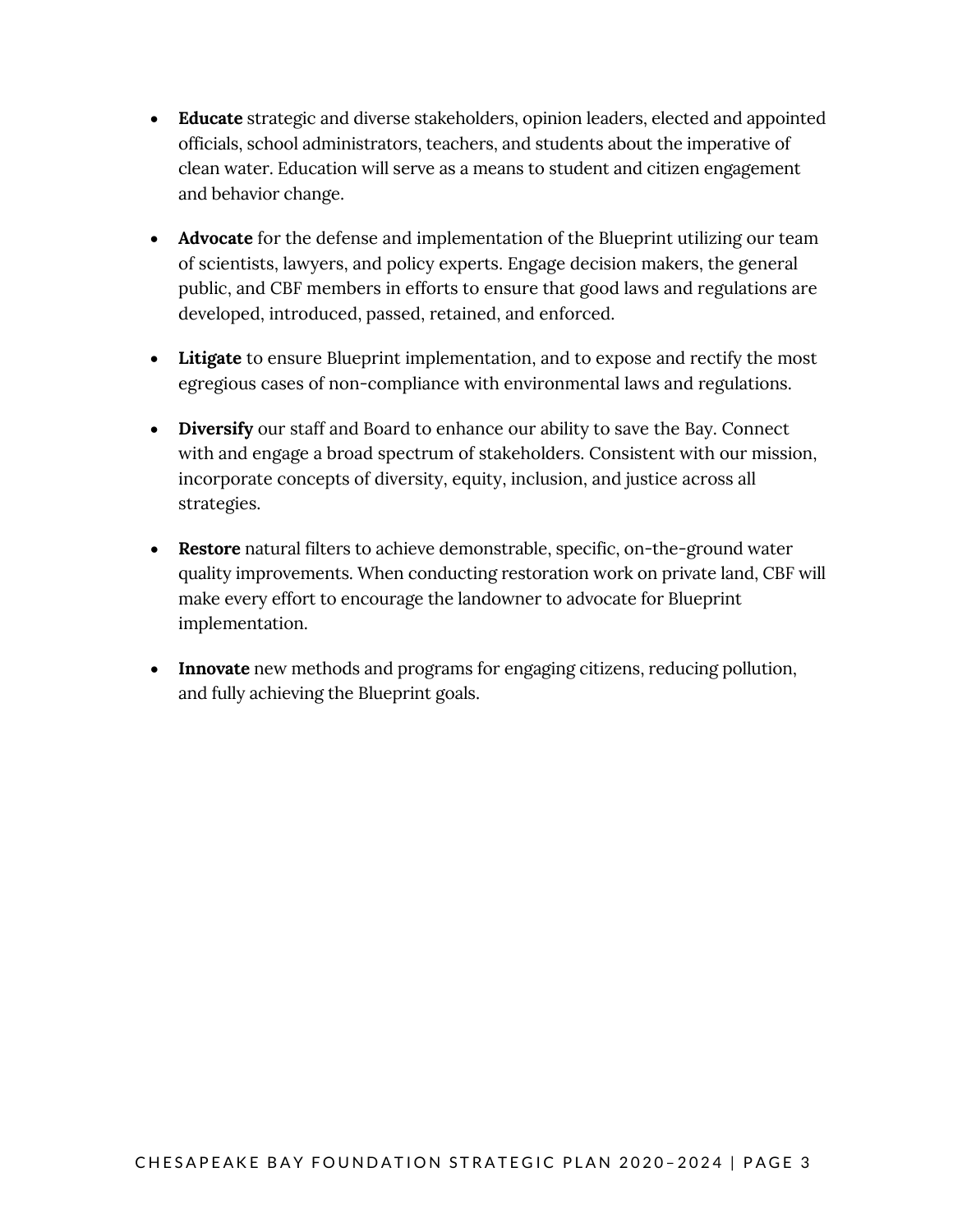- **Educate** strategic and diverse stakeholders, opinion leaders, elected and appointed officials, school administrators, teachers, and students about the imperative of clean water. Education will serve as a means to student and citizen engagement and behavior change.

- **Advocate** for the defense and implementation of the Blueprint utilizing our team of scientists, lawyers, and policy experts. Engage decision makers, the general public, and CBF members in efforts to ensure that good laws and regulations are developed, introduced, passed, retained, and enforced.

- **Litigate** to ensure Blueprint implementation, and to expose and rectify the most egregious cases of non-compliance with environmental laws and regulations.

- **Diversify** our staff and Board to enhance our ability to save the Bay. Connect with and engage a broad spectrum of stakeholders. Consistent with our mission, incorporate concepts of diversity, equity, inclusion, and justice across all strategies.

- **Restore** natural filters to achieve demonstrable, specific, on-the-ground water quality improvements. When conducting restoration work on private land, CBF will make every effort to encourage the landowner to advocate for Blueprint implementation.

- **Innovate** new methods and programs for engaging citizens, reducing pollution, and fully achieving the Blueprint goals.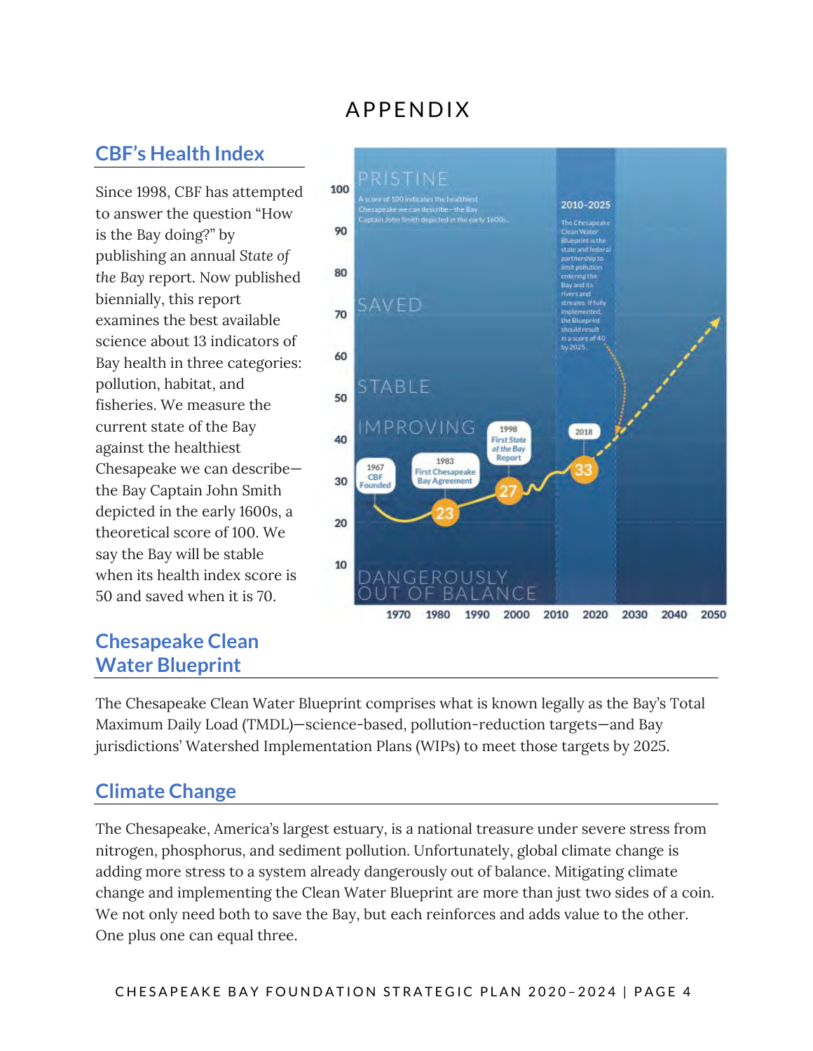# APPENDIX

## CBF's Health Index

Since 1998, CBF has attempted to answer the question "How is the Bay doing?" by publishing an annual *State of the Bay* report. Now published biennially, this report examines the best available science about 13 indicators of Bay health in three categories: pollution, habitat, and fisheries. We measure the current state of the Bay against the healthiest Chesapeake we can describe—the Bay Captain John Smith depicted in the early 1600s, a theoretical score of 100. We say the Bay will be stable when its health index score is 50 and saved when it is 70.

## Chesapeake Clean Water Blueprint

The Chesapeake Clean Water Blueprint comprises what is known legally as the Bay's Total Maximum Daily Load (TMDL)—science-based, pollution-reduction targets—and Bay jurisdictions' Watershed Implementation Plans (WIPs) to meet those targets by 2025.

## Climate Change

The Chesapeake, America's largest estuary, is a national treasure under severe stress from nitrogen, phosphorus, and sediment pollution. Unfortunately, global climate change is adding more stress to a system already dangerously out of balance. Mitigating climate change and implementing the Clean Water Blueprint are more than just two sides of a coin. We not only need both to save the Bay, but each reinforces and adds value to the other. One plus one can equal three.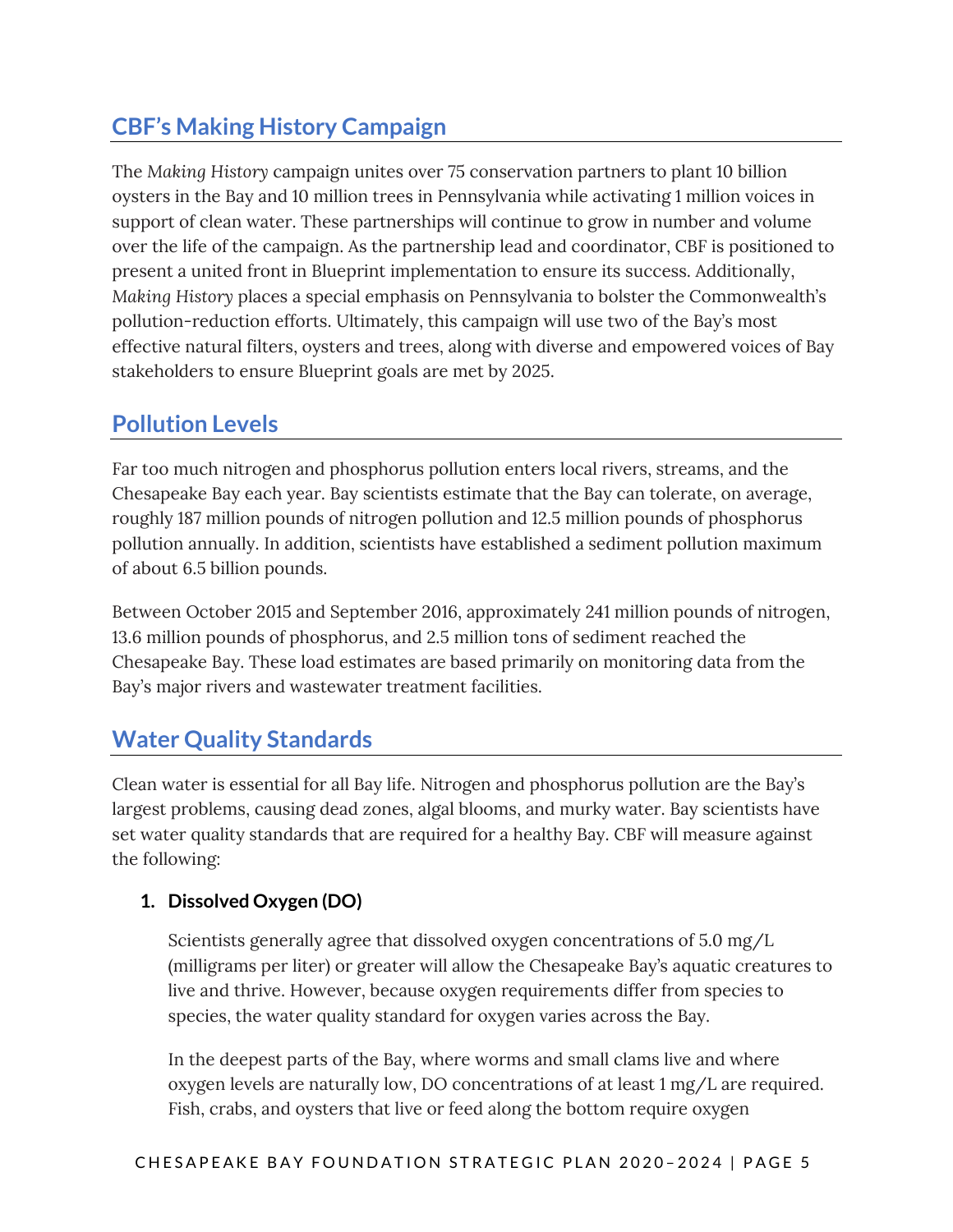## CBF's Making History Campaign

The *Making History* campaign unites over 75 conservation partners to plant 10 billion oysters in the Bay and 10 million trees in Pennsylvania while activating 1 million voices in support of clean water. These partnerships will continue to grow in number and volume over the life of the campaign. As the partnership lead and coordinator, CBF is positioned to present a united front in Blueprint implementation to ensure its success. Additionally, *Making History* places a special emphasis on Pennsylvania to bolster the Commonwealth's pollution-reduction efforts. Ultimately, this campaign will use two of the Bay's most effective natural filters, oysters and trees, along with diverse and empowered voices of Bay stakeholders to ensure Blueprint goals are met by 2025.

## Pollution Levels

Far too much nitrogen and phosphorus pollution enters local rivers, streams, and the Chesapeake Bay each year. Bay scientists estimate that the Bay can tolerate, on average, roughly 187 million pounds of nitrogen pollution and 12.5 million pounds of phosphorus pollution annually. In addition, scientists have established a sediment pollution maximum of about 6.5 billion pounds.

Between October 2015 and September 2016, approximately 241 million pounds of nitrogen, 13.6 million pounds of phosphorus, and 2.5 million tons of sediment reached the Chesapeake Bay. These load estimates are based primarily on monitoring data from the Bay's major rivers and wastewater treatment facilities.

## Water Quality Standards

Clean water is essential for all Bay life. Nitrogen and phosphorus pollution are the Bay's largest problems, causing dead zones, algal blooms, and murky water. Bay scientists have set water quality standards that are required for a healthy Bay. CBF will measure against the following:

1. **Dissolved Oxygen (DO)**

   Scientists generally agree that dissolved oxygen concentrations of 5.0 mg/L (milligrams per liter) or greater will allow the Chesapeake Bay's aquatic creatures to live and thrive. However, because oxygen requirements differ from species to species, the water quality standard for oxygen varies across the Bay.

   In the deepest parts of the Bay, where worms and small clams live and where oxygen levels are naturally low, DO concentrations of at least 1 mg/L are required. Fish, crabs, and oysters that live or feed along the bottom require oxygen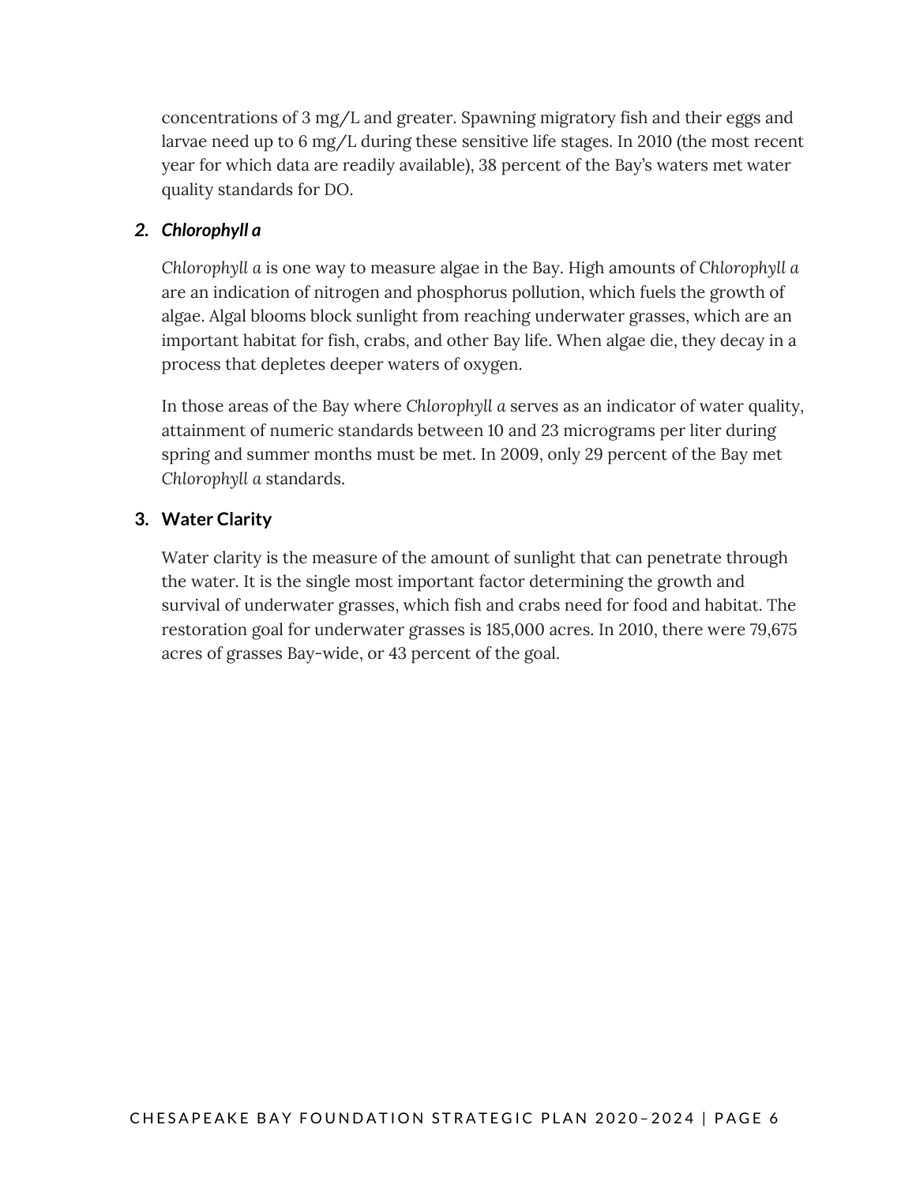concentrations of 3 mg/L and greater. Spawning migratory fish and their eggs and larvae need up to 6 mg/L during these sensitive life stages. In 2010 (the most recent year for which data are readily available), 38 percent of the Bay's waters met water quality standards for DO.

2. ***Chlorophyll a***

   *Chlorophyll a* is one way to measure algae in the Bay. High amounts of *Chlorophyll a* are an indication of nitrogen and phosphorus pollution, which fuels the growth of algae. Algal blooms block sunlight from reaching underwater grasses, which are an important habitat for fish, crabs, and other Bay life. When algae die, they decay in a process that depletes deeper waters of oxygen.

   In those areas of the Bay where *Chlorophyll a* serves as an indicator of water quality, attainment of numeric standards between 10 and 23 micrograms per liter during spring and summer months must be met. In 2009, only 29 percent of the Bay met *Chlorophyll a* standards.

3. **Water Clarity**

   Water clarity is the measure of the amount of sunlight that can penetrate through the water. It is the single most important factor determining the growth and survival of underwater grasses, which fish and crabs need for food and habitat. The restoration goal for underwater grasses is 185,000 acres. In 2010, there were 79,675 acres of grasses Bay-wide, or 43 percent of the goal.